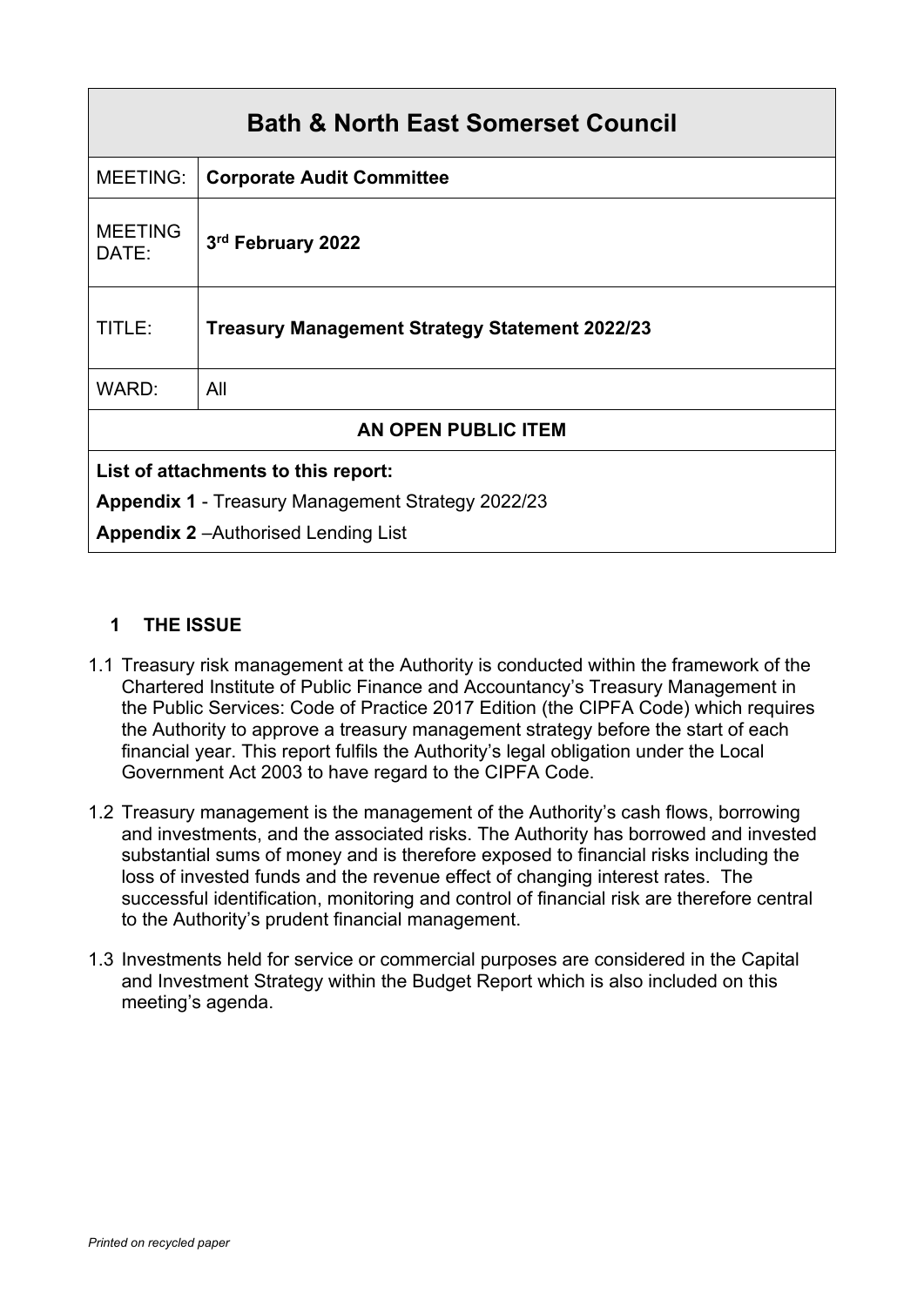| Bath & North East Somerset Council | |
|---|---|
| MEETING: | **Corporate Audit Committee** |
| MEETING DATE: | **3rd February 2022** |
| TITLE: | **Treasury Management Strategy Statement 2022/23** |
| WARD: | All |
| **AN OPEN PUBLIC ITEM** | |
| **List of attachments to this report:** **Appendix 1** - Treasury Management Strategy 2022/23 **Appendix 2** –Authorised Lending List | |

## 1 THE ISSUE

1.1 Treasury risk management at the Authority is conducted within the framework of the Chartered Institute of Public Finance and Accountancy's Treasury Management in the Public Services: Code of Practice 2017 Edition (the CIPFA Code) which requires the Authority to approve a treasury management strategy before the start of each financial year. This report fulfils the Authority's legal obligation under the Local Government Act 2003 to have regard to the CIPFA Code.

1.2 Treasury management is the management of the Authority's cash flows, borrowing and investments, and the associated risks. The Authority has borrowed and invested substantial sums of money and is therefore exposed to financial risks including the loss of invested funds and the revenue effect of changing interest rates. The successful identification, monitoring and control of financial risk are therefore central to the Authority's prudent financial management.

1.3 Investments held for service or commercial purposes are considered in the Capital and Investment Strategy within the Budget Report which is also included on this meeting's agenda.

*Printed on recycled paper*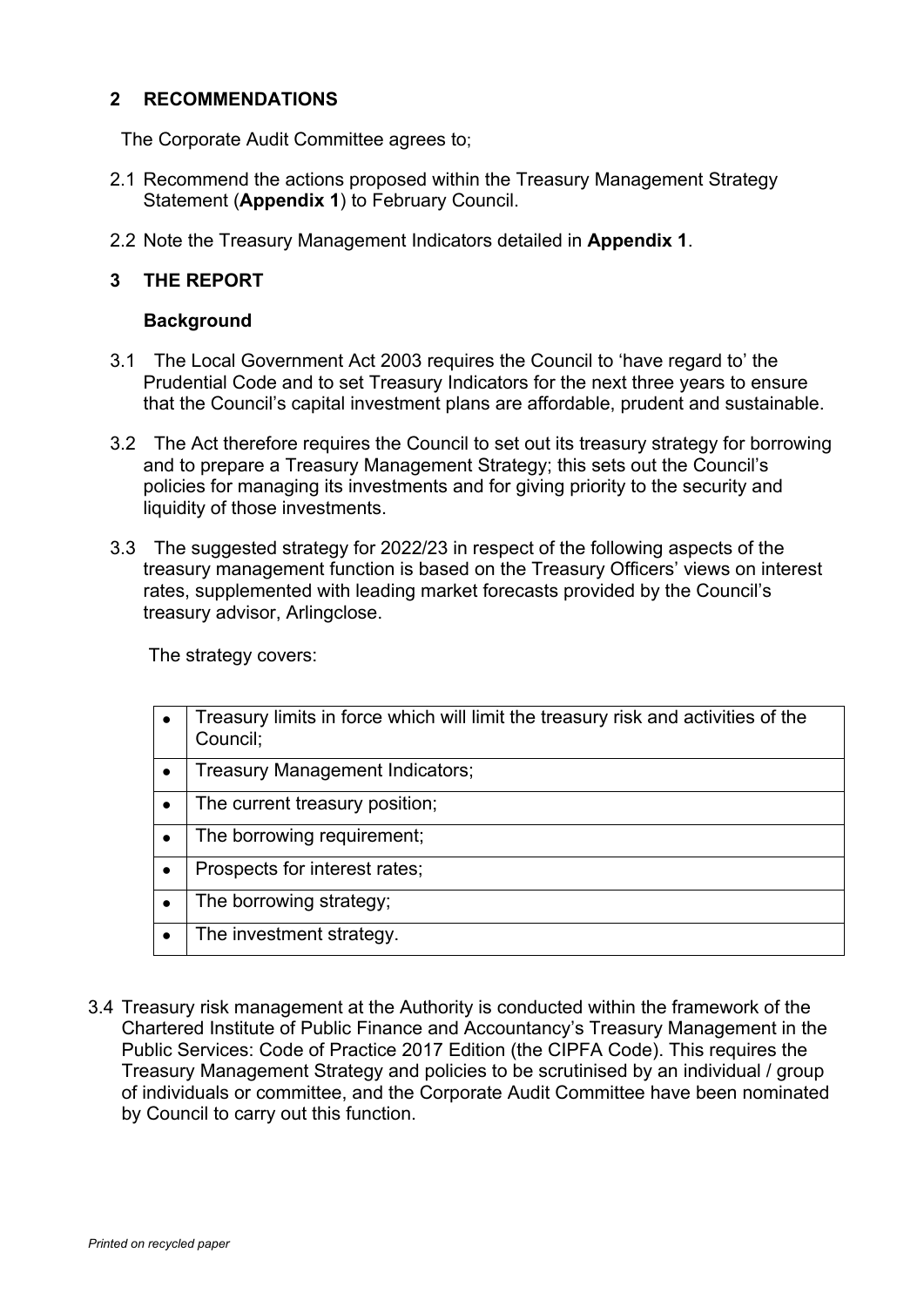## 2 RECOMMENDATIONS

The Corporate Audit Committee agrees to;

2.1 Recommend the actions proposed within the Treasury Management Strategy Statement (**Appendix 1**) to February Council.

2.2 Note the Treasury Management Indicators detailed in **Appendix 1**.

## 3 THE REPORT

### Background

3.1 The Local Government Act 2003 requires the Council to 'have regard to' the Prudential Code and to set Treasury Indicators for the next three years to ensure that the Council's capital investment plans are affordable, prudent and sustainable.

3.2 The Act therefore requires the Council to set out its treasury strategy for borrowing and to prepare a Treasury Management Strategy; this sets out the Council's policies for managing its investments and for giving priority to the security and liquidity of those investments.

3.3 The suggested strategy for 2022/23 in respect of the following aspects of the treasury management function is based on the Treasury Officers' views on interest rates, supplemented with leading market forecasts provided by the Council's treasury advisor, Arlingclose.

The strategy covers:

| | |
|---|---|
| • | Treasury limits in force which will limit the treasury risk and activities of the Council; |
| • | Treasury Management Indicators; |
| • | The current treasury position; |
| • | The borrowing requirement; |
| • | Prospects for interest rates; |
| • | The borrowing strategy; |
| • | The investment strategy. |

3.4 Treasury risk management at the Authority is conducted within the framework of the Chartered Institute of Public Finance and Accountancy's Treasury Management in the Public Services: Code of Practice 2017 Edition (the CIPFA Code). This requires the Treasury Management Strategy and policies to be scrutinised by an individual / group of individuals or committee, and the Corporate Audit Committee have been nominated by Council to carry out this function.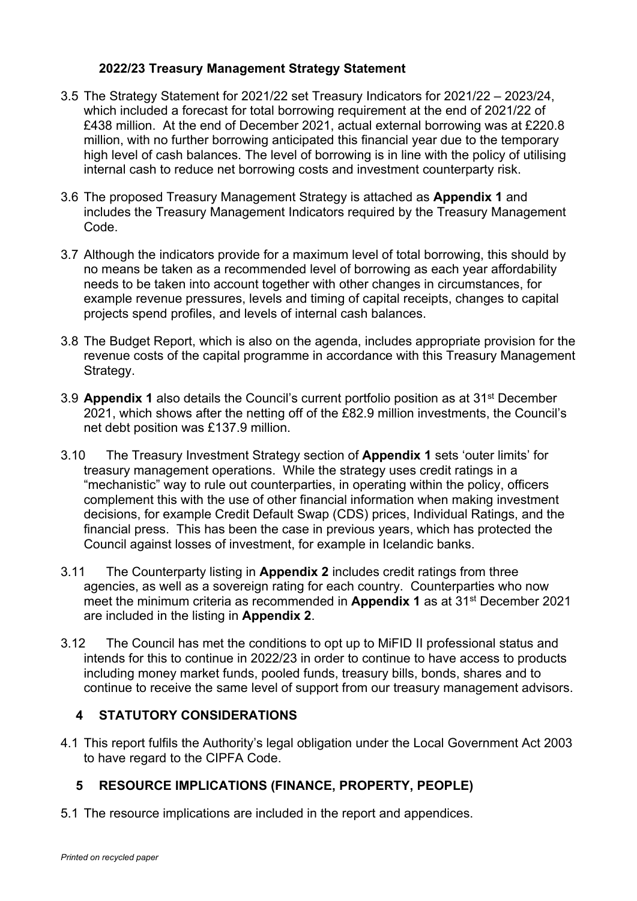**2022/23 Treasury Management Strategy Statement**

3.5 The Strategy Statement for 2021/22 set Treasury Indicators for 2021/22 – 2023/24, which included a forecast for total borrowing requirement at the end of 2021/22 of £438 million. At the end of December 2021, actual external borrowing was at £220.8 million, with no further borrowing anticipated this financial year due to the temporary high level of cash balances. The level of borrowing is in line with the policy of utilising internal cash to reduce net borrowing costs and investment counterparty risk.

3.6 The proposed Treasury Management Strategy is attached as **Appendix 1** and includes the Treasury Management Indicators required by the Treasury Management Code.

3.7 Although the indicators provide for a maximum level of total borrowing, this should by no means be taken as a recommended level of borrowing as each year affordability needs to be taken into account together with other changes in circumstances, for example revenue pressures, levels and timing of capital receipts, changes to capital projects spend profiles, and levels of internal cash balances.

3.8 The Budget Report, which is also on the agenda, includes appropriate provision for the revenue costs of the capital programme in accordance with this Treasury Management Strategy.

3.9 **Appendix 1** also details the Council's current portfolio position as at 31st December 2021, which shows after the netting off of the £82.9 million investments, the Council's net debt position was £137.9 million.

3.10 The Treasury Investment Strategy section of **Appendix 1** sets 'outer limits' for treasury management operations. While the strategy uses credit ratings in a "mechanistic" way to rule out counterparties, in operating within the policy, officers complement this with the use of other financial information when making investment decisions, for example Credit Default Swap (CDS) prices, Individual Ratings, and the financial press. This has been the case in previous years, which has protected the Council against losses of investment, for example in Icelandic banks.

3.11 The Counterparty listing in **Appendix 2** includes credit ratings from three agencies, as well as a sovereign rating for each country. Counterparties who now meet the minimum criteria as recommended in **Appendix 1** as at 31st December 2021 are included in the listing in **Appendix 2**.

3.12 The Council has met the conditions to opt up to MiFID II professional status and intends for this to continue in 2022/23 in order to continue to have access to products including money market funds, pooled funds, treasury bills, bonds, shares and to continue to receive the same level of support from our treasury management advisors.

## 4 STATUTORY CONSIDERATIONS

4.1 This report fulfils the Authority's legal obligation under the Local Government Act 2003 to have regard to the CIPFA Code.

## 5 RESOURCE IMPLICATIONS (FINANCE, PROPERTY, PEOPLE)

5.1 The resource implications are included in the report and appendices.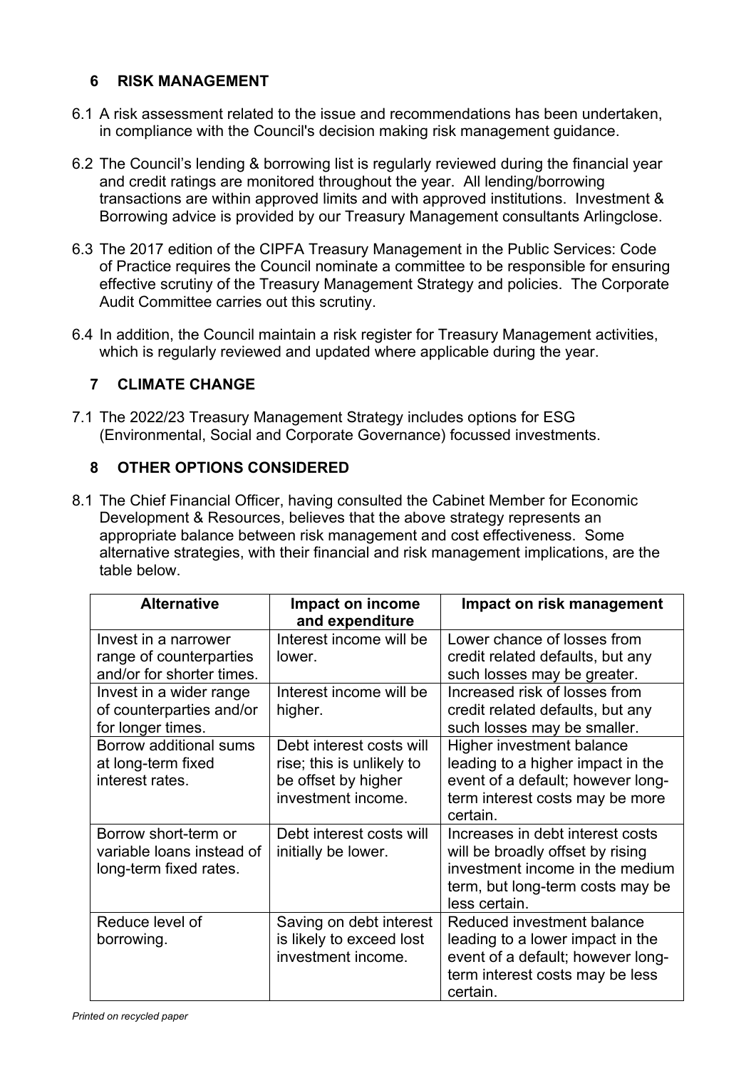## 6 RISK MANAGEMENT

6.1 A risk assessment related to the issue and recommendations has been undertaken, in compliance with the Council's decision making risk management guidance.

6.2 The Council's lending & borrowing list is regularly reviewed during the financial year and credit ratings are monitored throughout the year. All lending/borrowing transactions are within approved limits and with approved institutions. Investment & Borrowing advice is provided by our Treasury Management consultants Arlingclose.

6.3 The 2017 edition of the CIPFA Treasury Management in the Public Services: Code of Practice requires the Council nominate a committee to be responsible for ensuring effective scrutiny of the Treasury Management Strategy and policies. The Corporate Audit Committee carries out this scrutiny.

6.4 In addition, the Council maintain a risk register for Treasury Management activities, which is regularly reviewed and updated where applicable during the year.

## 7 CLIMATE CHANGE

7.1 The 2022/23 Treasury Management Strategy includes options for ESG (Environmental, Social and Corporate Governance) focussed investments.

## 8 OTHER OPTIONS CONSIDERED

8.1 The Chief Financial Officer, having consulted the Cabinet Member for Economic Development & Resources, believes that the above strategy represents an appropriate balance between risk management and cost effectiveness. Some alternative strategies, with their financial and risk management implications, are the table below.

| Alternative | Impact on income and expenditure | Impact on risk management |
|---|---|---|
| Invest in a narrower range of counterparties and/or for shorter times. | Interest income will be lower. | Lower chance of losses from credit related defaults, but any such losses may be greater. |
| Invest in a wider range of counterparties and/or for longer times. | Interest income will be higher. | Increased risk of losses from credit related defaults, but any such losses may be smaller. |
| Borrow additional sums at long-term fixed interest rates. | Debt interest costs will rise; this is unlikely to be offset by higher investment income. | Higher investment balance leading to a higher impact in the event of a default; however long-term interest costs may be more certain. |
| Borrow short-term or variable loans instead of long-term fixed rates. | Debt interest costs will initially be lower. | Increases in debt interest costs will be broadly offset by rising investment income in the medium term, but long-term costs may be less certain. |
| Reduce level of borrowing. | Saving on debt interest is likely to exceed lost investment income. | Reduced investment balance leading to a lower impact in the event of a default; however long-term interest costs may be less certain. |

*Printed on recycled paper*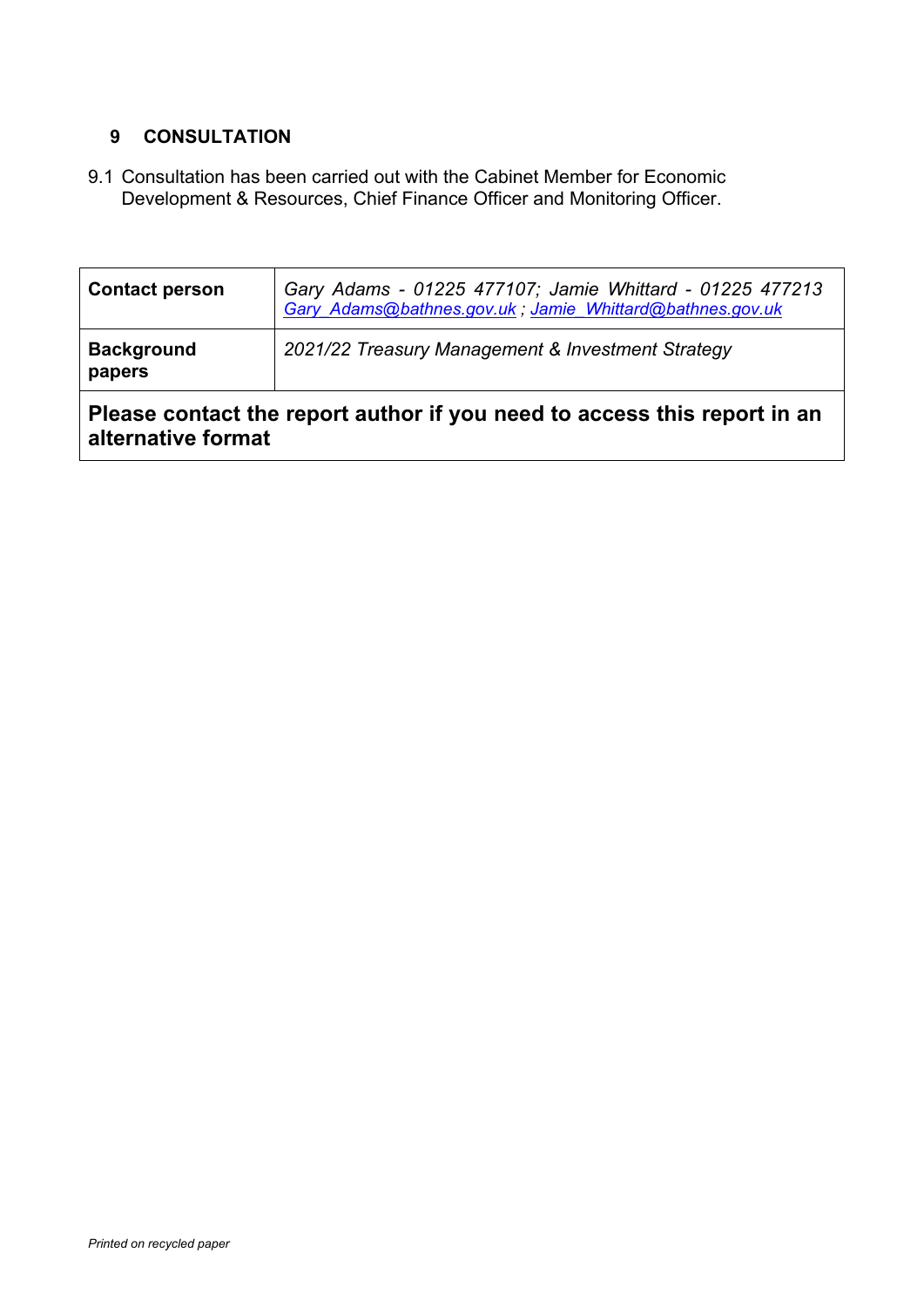## 9 CONSULTATION

9.1 Consultation has been carried out with the Cabinet Member for Economic Development & Resources, Chief Finance Officer and Monitoring Officer.

| | |
|---|---|
| **Contact person** | *Gary Adams - 01225 477107; Jamie Whittard - 01225 477213* *Gary_Adams@bathnes.gov.uk ; Jamie_Whittard@bathnes.gov.uk* |
| **Background papers** | *2021/22 Treasury Management & Investment Strategy* |
| **Please contact the report author if you need to access this report in an alternative format** | |

*Printed on recycled paper*